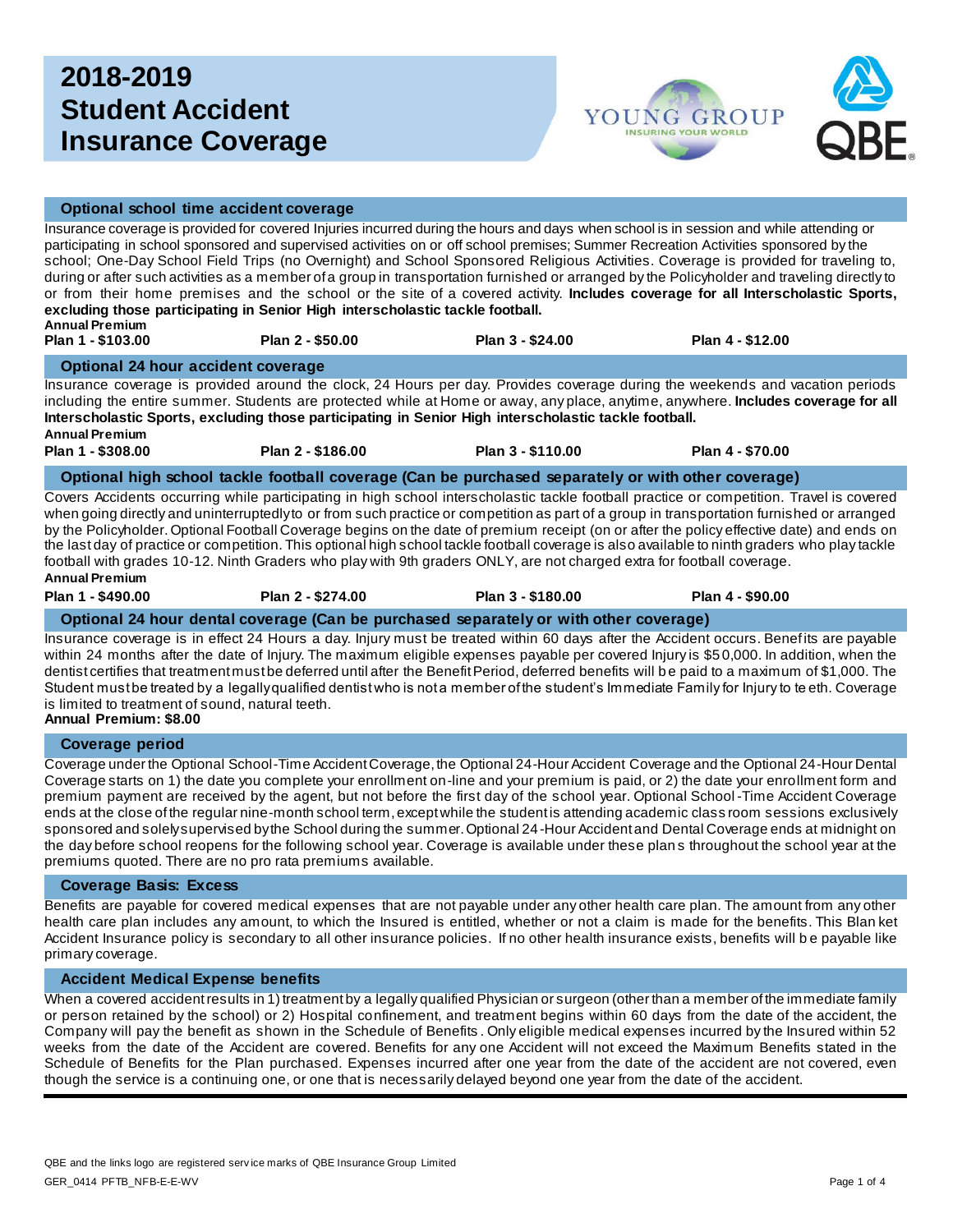# 2018-2019 Student Accident Insurance Coverage

## Optional school time accident coverage

Insurance coverage is provided for covered Injuries incurred during the hours and days when school is in session and while attending or participating in school sponsored and supervised activities on or off school premises; Summer Recreation Activities sponsored by the school; One-Day School Field Trips (no Overnight) and School Sponsored Religious Activities. Coverage is provided for traveling to, during or after such activities as a member of a group in transportation furnished or arranged by the Policyholder and traveling directly to or from their home premises and the school or the site of a covered activity. **Includes coverage for all Interscholastic Sports, excluding those participating in Senior High interscholastic tackle football.**

**Annual Premium**

| Plan 1 - $103.00 | Plan 2 - $50.00 | Plan 3 - $24.00 | Plan 4 - $12.00 |
|---|---|---|---|

## Optional 24 hour accident coverage

Insurance coverage is provided around the clock, 24 Hours per day. Provides coverage during the weekends and vacation periods including the entire summer. Students are protected while at Home or away, any place, anytime, anywhere. **Includes coverage for all Interscholastic Sports, excluding those participating in Senior High interscholastic tackle football.**

**Annual Premium**

| Plan 1 - $308.00 | Plan 2 - $186.00 | Plan 3 - $110.00 | Plan 4 - $70.00 |
|---|---|---|---|

## Optional high school tackle football coverage (Can be purchased separately or with other coverage)

Covers Accidents occurring while participating in high school interscholastic tackle football practice or competition. Travel is covered when going directly and uninterruptedly to or from such practice or competition as part of a group in transportation furnished or arranged by the Policyholder. Optional Football Coverage begins on the date of premium receipt (on or after the policy effective date) and ends on the last day of practice or competition. This optional high school tackle football coverage is also available to ninth graders who play tackle football with grades 10-12. Ninth Graders who play with 9th graders ONLY, are not charged extra for football coverage.

**Annual Premium**

| Plan 1 - $490.00 | Plan 2 - $274.00 | Plan 3 - $180.00 | Plan 4 - $90.00 |
|---|---|---|---|

## Optional 24 hour dental coverage (Can be purchased separately or with other coverage)

Insurance coverage is in effect 24 Hours a day. Injury must be treated within 60 days after the Accident occurs. Benefits are payable within 24 months after the date of Injury. The maximum eligible expenses payable per covered Injury is $50,000. In addition, when the dentist certifies that treatment must be deferred until after the Benefit Period, deferred benefits will be paid to a maximum of $1,000. The Student must be treated by a legally qualified dentist who is not a member of the student's Immediate Family for Injury to teeth. Coverage is limited to treatment of sound, natural teeth.

**Annual Premium: $8.00**

## Coverage period

Coverage under the Optional School-Time Accident Coverage, the Optional 24-Hour Accident Coverage and the Optional 24-Hour Dental Coverage starts on 1) the date you complete your enrollment on-line and your premium is paid, or 2) the date your enrollment form and premium payment are received by the agent, but not before the first day of the school year. Optional School-Time Accident Coverage ends at the close of the regular nine-month school term, except while the student is attending academic classroom sessions exclusively sponsored and solely supervised by the School during the summer. Optional 24-Hour Accident and Dental Coverage ends at midnight on the day before school reopens for the following school year. Coverage is available under these plans throughout the school year at the premiums quoted. There are no pro rata premiums available.

## Coverage Basis: Excess

Benefits are payable for covered medical expenses that are not payable under any other health care plan. The amount from any other health care plan includes any amount, to which the Insured is entitled, whether or not a claim is made for the benefits. This Blanket Accident Insurance policy is secondary to all other insurance policies. If no other health insurance exists, benefits will be payable like primary coverage.

## Accident Medical Expense benefits

When a covered accident results in 1) treatment by a legally qualified Physician or surgeon (other than a member of the immediate family or person retained by the school) or 2) Hospital confinement, and treatment begins within 60 days from the date of the accident, the Company will pay the benefit as shown in the Schedule of Benefits. Only eligible medical expenses incurred by the Insured within 52 weeks from the date of the Accident are covered. Benefits for any one Accident will not exceed the Maximum Benefits stated in the Schedule of Benefits for the Plan purchased. Expenses incurred after one year from the date of the accident are not covered, even though the service is a continuing one, or one that is necessarily delayed beyond one year from the date of the accident.

QBE and the links logo are registered service marks of QBE Insurance Group Limited

GER_0414 PFTB_NFB-E-E-WV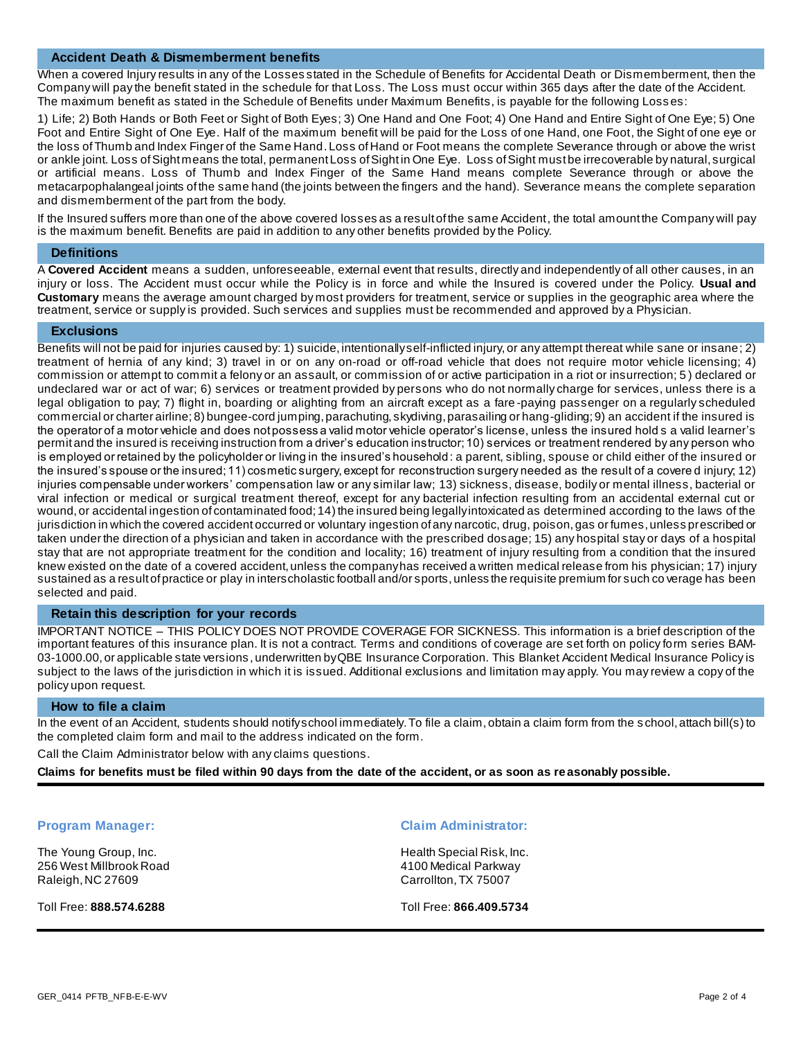## Accident Death & Dismemberment benefits

When a covered Injury results in any of the Losses stated in the Schedule of Benefits for Accidental Death or Dismemberment, then the Company will pay the benefit stated in the schedule for that Loss. The Loss must occur within 365 days after the date of the Accident. The maximum benefit as stated in the Schedule of Benefits under Maximum Benefits, is payable for the following Losses:

1) Life; 2) Both Hands or Both Feet or Sight of Both Eyes; 3) One Hand and One Foot; 4) One Hand and Entire Sight of One Eye; 5) One Foot and Entire Sight of One Eye. Half of the maximum benefit will be paid for the Loss of one Hand, one Foot, the Sight of one eye or the loss of Thumb and Index Finger of the Same Hand. Loss of Hand or Foot means the complete Severance through or above the wrist or ankle joint. Loss of Sight means the total, permanent Loss of Sight in One Eye. Loss of Sight must be irrecoverable by natural, surgical or artificial means. Loss of Thumb and Index Finger of the Same Hand means complete Severance through or above the metacarpophalangeal joints of the same hand (the joints between the fingers and the hand). Severance means the complete separation and dismemberment of the part from the body.

If the Insured suffers more than one of the above covered losses as a result of the same Accident, the total amount the Company will pay is the maximum benefit. Benefits are paid in addition to any other benefits provided by the Policy.

## Definitions

A **Covered Accident** means a sudden, unforeseeable, external event that results, directly and independently of all other causes, in an injury or loss. The Accident must occur while the Policy is in force and while the Insured is covered under the Policy. **Usual and Customary** means the average amount charged by most providers for treatment, service or supplies in the geographic area where the treatment, service or supply is provided. Such services and supplies must be recommended and approved by a Physician.

## Exclusions

Benefits will not be paid for injuries caused by: 1) suicide, intentionally self-inflicted injury, or any attempt thereat while sane or insane; 2) treatment of hernia of any kind; 3) travel in or on any on-road or off-road vehicle that does not require motor vehicle licensing; 4) commission or attempt to commit a felony or an assault, or commission of or active participation in a riot or insurrection; 5) declared or undeclared war or act of war; 6) services or treatment provided by persons who do not normally charge for services, unless there is a legal obligation to pay; 7) flight in, boarding or alighting from an aircraft except as a fare-paying passenger on a regularly scheduled commercial or charter airline; 8) bungee-cord jumping, parachuting, skydiving, parasailing or hang-gliding; 9) an accident if the insured is the operator of a motor vehicle and does not possess a valid motor vehicle operator's license, unless the insured holds a valid learner's permit and the insured is receiving instruction from a driver's education instructor; 10) services or treatment rendered by any person who is employed or retained by the policyholder or living in the insured's household: a parent, sibling, spouse or child either of the insured or the insured's spouse or the insured; 11) cosmetic surgery, except for reconstruction surgery needed as the result of a covered injury; 12) injuries compensable under workers' compensation law or any similar law; 13) sickness, disease, bodily or mental illness, bacterial or viral infection or medical or surgical treatment thereof, except for any bacterial infection resulting from an accidental external cut or wound, or accidental ingestion of contaminated food; 14) the insured being legally intoxicated as determined according to the laws of the jurisdiction in which the covered accident occurred or voluntary ingestion of any narcotic, drug, poison, gas or fumes, unless prescribed or taken under the direction of a physician and taken in accordance with the prescribed dosage; 15) any hospital stay or days of a hospital stay that are not appropriate treatment for the condition and locality; 16) treatment of injury resulting from a condition that the insured knew existed on the date of a covered accident, unless the company has received a written medical release from his physician; 17) injury sustained as a result of practice or play in interscholastic football and/or sports, unless the requisite premium for such coverage has been selected and paid.

## Retain this description for your records

IMPORTANT NOTICE – THIS POLICY DOES NOT PROVIDE COVERAGE FOR SICKNESS. This information is a brief description of the important features of this insurance plan. It is not a contract. Terms and conditions of coverage are set forth on policy form series BAM-03-1000.00, or applicable state versions, underwritten by QBE Insurance Corporation. This Blanket Accident Medical Insurance Policy is subject to the laws of the jurisdiction in which it is issued. Additional exclusions and limitation may apply. You may review a copy of the policy upon request.

## How to file a claim

In the event of an Accident, students should notify school immediately. To file a claim, obtain a claim form from the school, attach bill(s) to the completed claim form and mail to the address indicated on the form.

Call the Claim Administrator below with any claims questions.

**Claims for benefits must be filed within 90 days from the date of the accident, or as soon as reasonably possible.**

---

### Program Manager:

The Young Group, Inc.
256 West Millbrook Road
Raleigh, NC 27609

Toll Free: **888.574.6288**

### Claim Administrator:

Health Special Risk, Inc.
4100 Medical Parkway
Carrollton, TX 75007

Toll Free: **866.409.5734**

---

GER_0414 PFTB_NFB-E-E-WV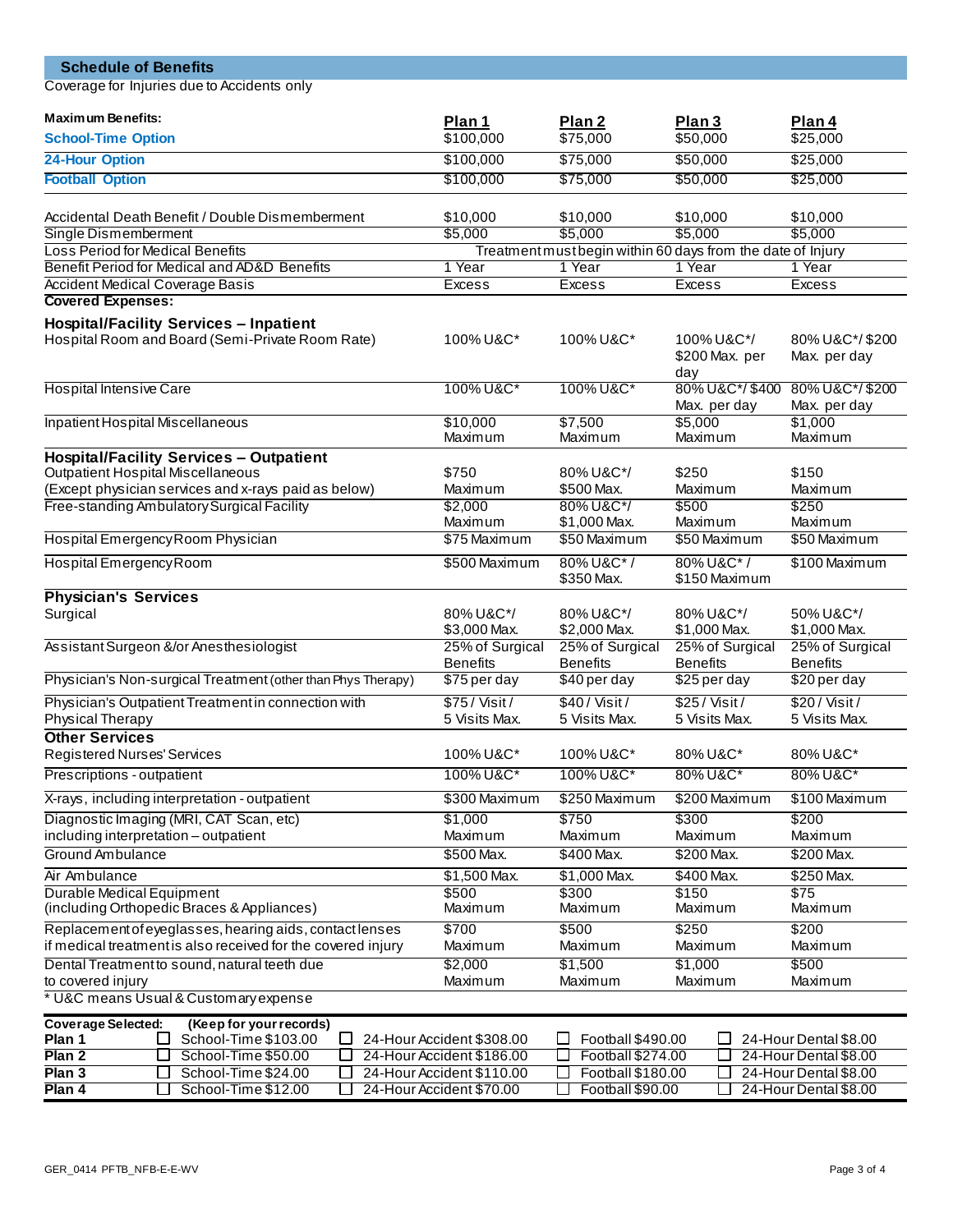## Schedule of Benefits

Coverage for Injuries due to Accidents only

| **Maximum Benefits:** | **Plan 1** | **Plan 2** | **Plan 3** | **Plan 4** |
|---|---|---|---|---|
| **School-Time Option** | $100,000 | $75,000 | $50,000 | $25,000 |
| **24-Hour Option** | $100,000 | $75,000 | $50,000 | $25,000 |
| **Football Option** | $100,000 | $75,000 | $50,000 | $25,000 |
| Accidental Death Benefit / Double Dismemberment | $10,000 | $10,000 | $10,000 | $10,000 |
| Single Dismemberment | $5,000 | $5,000 | $5,000 | $5,000 |
| Loss Period for Medical Benefits | Treatment must begin within 60 days from the date of Injury | | | |
| Benefit Period for Medical and AD&D Benefits | 1 Year | 1 Year | 1 Year | 1 Year |
| Accident Medical Coverage Basis | Excess | Excess | Excess | Excess |
| **Covered Expenses:** | | | | |
| **Hospital/Facility Services – Inpatient** | | | | |
| Hospital Room and Board (Semi-Private Room Rate) | 100% U&C* | 100% U&C* | 100% U&C*/ $200 Max. per day | 80% U&C*/ $200 Max. per day |
| Hospital Intensive Care | 100% U&C* | 100% U&C* | 80% U&C*/ $400 Max. per day | 80% U&C*/ $200 Max. per day |
| Inpatient Hospital Miscellaneous | $10,000 Maximum | $7,500 Maximum | $5,000 Maximum | $1,000 Maximum |
| **Hospital/Facility Services – Outpatient** | | | | |
| Outpatient Hospital Miscellaneous (Except physician services and x-rays paid as below) | $750 Maximum | 80% U&C*/ $500 Max. | $250 Maximum | $150 Maximum |
| Free-standing Ambulatory Surgical Facility | $2,000 Maximum | 80% U&C*/ $1,000 Max. | $500 Maximum | $250 Maximum |
| Hospital Emergency Room Physician | $75 Maximum | $50 Maximum | $50 Maximum | $50 Maximum |
| Hospital Emergency Room | $500 Maximum | 80% U&C* / $350 Max. | 80% U&C* / $150 Maximum | $100 Maximum |
| **Physician's Services** | | | | |
| Surgical | 80% U&C*/ $3,000 Max. | 80% U&C*/ $2,000 Max. | 80% U&C*/ $1,000 Max. | 50% U&C*/ $1,000 Max. |
| Assistant Surgeon &/or Anesthesiologist | 25% of Surgical Benefits | 25% of Surgical Benefits | 25% of Surgical Benefits | 25% of Surgical Benefits |
| Physician's Non-surgical Treatment (other than Phys Therapy) | $75 per day | $40 per day | $25 per day | $20 per day |
| Physician's Outpatient Treatment in connection with Physical Therapy | $75 / Visit / 5 Visits Max. | $40 / Visit / 5 Visits Max. | $25 / Visit / 5 Visits Max. | $20 / Visit / 5 Visits Max. |
| **Other Services** | | | | |
| Registered Nurses' Services | 100% U&C* | 100% U&C* | 80% U&C* | 80% U&C* |
| Prescriptions - outpatient | 100% U&C* | 100% U&C* | 80% U&C* | 80% U&C* |
| X-rays, including interpretation - outpatient | $300 Maximum | $250 Maximum | $200 Maximum | $100 Maximum |
| Diagnostic Imaging (MRI, CAT Scan, etc) including interpretation – outpatient | $1,000 Maximum | $750 Maximum | $300 Maximum | $200 Maximum |
| Ground Ambulance | $500 Max. | $400 Max. | $200 Max. | $200 Max. |
| Air Ambulance | $1,500 Max. | $1,000 Max. | $400 Max. | $250 Max. |
| Durable Medical Equipment (including Orthopedic Braces & Appliances) | $500 Maximum | $300 Maximum | $150 Maximum | $75 Maximum |
| Replacement of eyeglasses, hearing aids, contact lenses if medical treatment is also received for the covered injury | $700 Maximum | $500 Maximum | $250 Maximum | $200 Maximum |
| Dental Treatment to sound, natural teeth due to covered injury | $2,000 Maximum | $1,500 Maximum | $1,000 Maximum | $500 Maximum |

* U&C means Usual & Customary expense

| **Coverage Selected:** | **(Keep for your records)** | | | |
|---|---|---|---|---|
| **Plan 1** | ☐ School-Time $103.00 | ☐ 24-Hour Accident $308.00 | ☐ Football $490.00 | ☐ 24-Hour Dental $8.00 |
| **Plan 2** | ☐ School-Time $50.00 | ☐ 24-Hour Accident $186.00 | ☐ Football $274.00 | ☐ 24-Hour Dental $8.00 |
| **Plan 3** | ☐ School-Time $24.00 | ☐ 24-Hour Accident $110.00 | ☐ Football $180.00 | ☐ 24-Hour Dental $8.00 |
| **Plan 4** | ☐ School-Time $12.00 | ☐ 24-Hour Accident $70.00 | ☐ Football $90.00 | ☐ 24-Hour Dental $8.00 |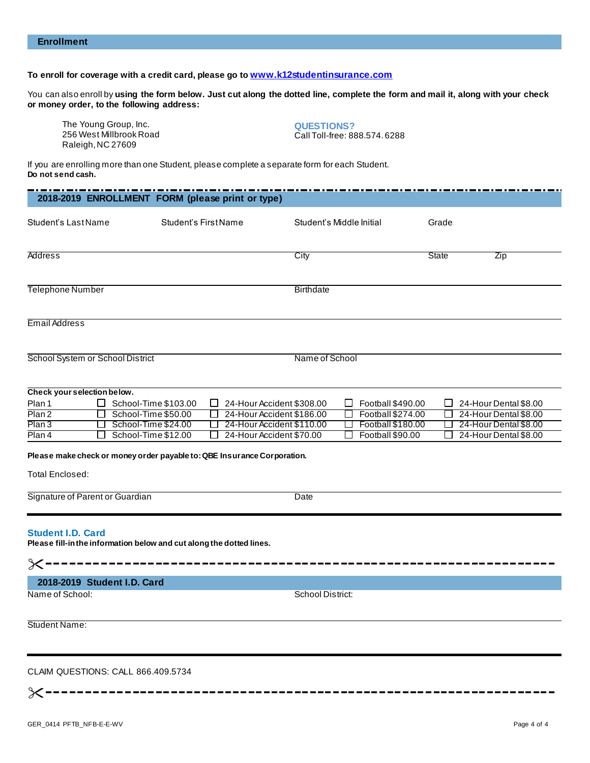## Enrollment

**To enroll for coverage with a credit card, please go to [www.k12studentinsurance.com](http://www.k12studentinsurance.com)**

You can also enroll by **using the form below. Just cut along the dotted line, complete the form and mail it, along with your check or money order, to the following address:**

The Young Group, Inc.
256 West Millbrook Road
Raleigh, NC 27609

**QUESTIONS?**
Call Toll-free: 888.574.6288

If you are enrolling more than one Student, please complete a separate form for each Student.
**Do not send cash.**

## 2018-2019 ENROLLMENT FORM (please print or type)

Student's Last Name | Student's First Name | Student's Middle Initial | Grade

Address | City | State | Zip

Telephone Number | Birthdate

Email Address

School System or School District | Name of School

**Check your selection below.**

| | | | | |
|---|---|---|---|---|
| Plan 1 | ☐ School-Time $103.00 | ☐ 24-Hour Accident $308.00 | ☐ Football $490.00 | ☐ 24-Hour Dental $8.00 |
| Plan 2 | ☐ School-Time $50.00 | ☐ 24-Hour Accident $186.00 | ☐ Football $274.00 | ☐ 24-Hour Dental $8.00 |
| Plan 3 | ☐ School-Time $24.00 | ☐ 24-Hour Accident $110.00 | ☐ Football $180.00 | ☐ 24-Hour Dental $8.00 |
| Plan 4 | ☐ School-Time $12.00 | ☐ 24-Hour Accident $70.00 | ☐ Football $90.00 | ☐ 24-Hour Dental $8.00 |

**Please make check or money order payable to: QBE Insurance Corporation.**

Total Enclosed:

Signature of Parent or Guardian | Date

### Student I.D. Card

**Please fill-in the information below and cut along the dotted lines.**

## 2018-2019 Student I.D. Card

Name of School: | School District:

Student Name:

CLAIM QUESTIONS: CALL 866.409.5734

GER_0414 PFTB_NFB-E-E-WV